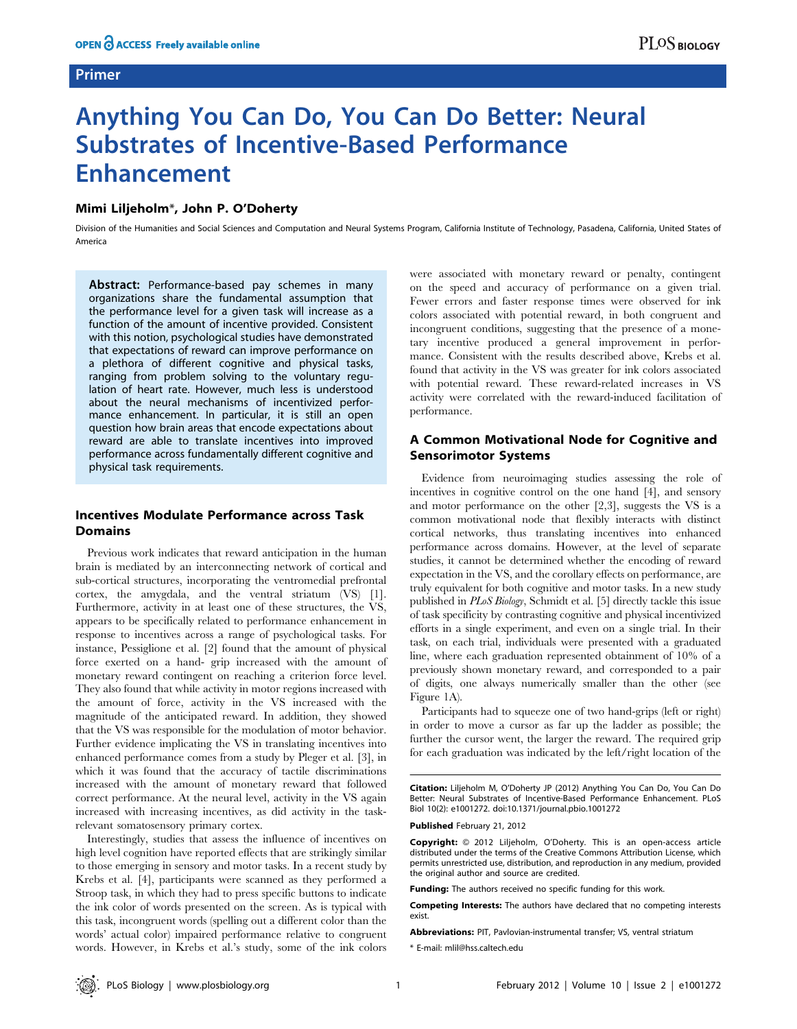## Primer

# Anything You Can Do, You Can Do Better: Neural Substrates of Incentive-Based Performance Enhancement

**Mimi Liljeholm*, John P. O'Doherty**

Division of the Humanities and Social Sciences and Computation and Neural Systems Program, California Institute of Technology, Pasadena, California, United States of America

**Abstract:** Performance-based pay schemes in many organizations share the fundamental assumption that the performance level for a given task will increase as a function of the amount of incentive provided. Consistent with this notion, psychological studies have demonstrated that expectations of reward can improve performance on a plethora of different cognitive and physical tasks, ranging from problem solving to the voluntary regulation of heart rate. However, much less is understood about the neural mechanisms of incentivized performance enhancement. In particular, it is still an open question how brain areas that encode expectations about reward are able to translate incentives into improved performance across fundamentally different cognitive and physical task requirements.

## Incentives Modulate Performance across Task Domains

Previous work indicates that reward anticipation in the human brain is mediated by an interconnecting network of cortical and sub-cortical structures, incorporating the ventromedial prefrontal cortex, the amygdala, and the ventral striatum (VS) [1]. Furthermore, activity in at least one of these structures, the VS, appears to be specifically related to performance enhancement in response to incentives across a range of psychological tasks. For instance, Pessiglione et al. [2] found that the amount of physical force exerted on a hand- grip increased with the amount of monetary reward contingent on reaching a criterion force level. They also found that while activity in motor regions increased with the amount of force, activity in the VS increased with the magnitude of the anticipated reward. In addition, they showed that the VS was responsible for the modulation of motor behavior. Further evidence implicating the VS in translating incentives into enhanced performance comes from a study by Pleger et al. [3], in which it was found that the accuracy of tactile discriminations increased with the amount of monetary reward that followed correct performance. At the neural level, activity in the VS again increased with increasing incentives, as did activity in the task-relevant somatosensory primary cortex.

Interestingly, studies that assess the influence of incentives on high level cognition have reported effects that are strikingly similar to those emerging in sensory and motor tasks. In a recent study by Krebs et al. [4], participants were scanned as they performed a Stroop task, in which they had to press specific buttons to indicate the ink color of words presented on the screen. As is typical with this task, incongruent words (spelling out a different color than the words' actual color) impaired performance relative to congruent words. However, in Krebs et al.'s study, some of the ink colors were associated with monetary reward or penalty, contingent on the speed and accuracy of performance on a given trial. Fewer errors and faster response times were observed for ink colors associated with potential reward, in both congruent and incongruent conditions, suggesting that the presence of a monetary incentive produced a general improvement in performance. Consistent with the results described above, Krebs et al. found that activity in the VS was greater for ink colors associated with potential reward. These reward-related increases in VS activity were correlated with the reward-induced facilitation of performance.

## A Common Motivational Node for Cognitive and Sensorimotor Systems

Evidence from neuroimaging studies assessing the role of incentives in cognitive control on the one hand [4], and sensory and motor performance on the other [2,3], suggests the VS is a common motivational node that flexibly interacts with distinct cortical networks, thus translating incentives into enhanced performance across domains. However, at the level of separate studies, it cannot be determined whether the encoding of reward expectation in the VS, and the corollary effects on performance, are truly equivalent for both cognitive and motor tasks. In a new study published in *PLoS Biology*, Schmidt et al. [5] directly tackle this issue of task specificity by contrasting cognitive and physical incentivized efforts in a single experiment, and even on a single trial. In their task, on each trial, individuals were presented with a graduated line, where each graduation represented obtainment of 10% of a previously shown monetary reward, and corresponded to a pair of digits, one always numerically smaller than the other (see Figure 1A).

Participants had to squeeze one of two hand-grips (left or right) in order to move a cursor as far up the ladder as possible; the further the cursor went, the larger the reward. The required grip for each graduation was indicated by the left/right location of the

**Citation:** Liljeholm M, O'Doherty JP (2012) Anything You Can Do, You Can Do Better: Neural Substrates of Incentive-Based Performance Enhancement. PLoS Biol 10(2): e1001272. doi:10.1371/journal.pbio.1001272

**Published** February 21, 2012

**Copyright:** © 2012 Liljeholm, O'Doherty. This is an open-access article distributed under the terms of the Creative Commons Attribution License, which permits unrestricted use, distribution, and reproduction in any medium, provided the original author and source are credited.

**Funding:** The authors received no specific funding for this work.

**Competing Interests:** The authors have declared that no competing interests exist.

**Abbreviations:** PIT, Pavlovian-instrumental transfer; VS, ventral striatum

* E-mail: mlil@hss.caltech.edu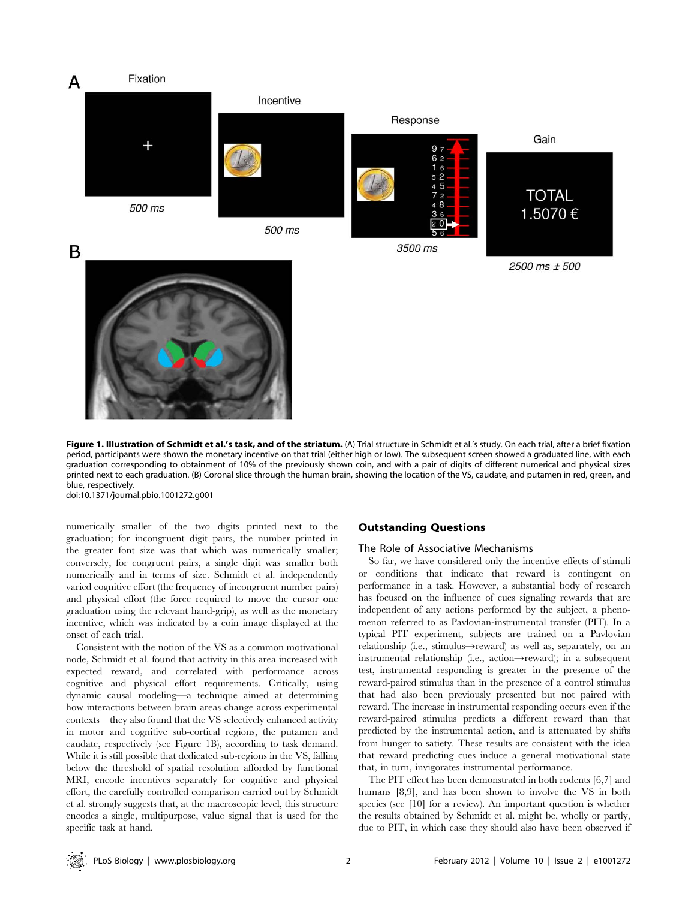A Fixation

500 ms

Incentive

500 ms

Response

3500 ms

Gain

TOTAL
1.5070 €

2500 ms ± 500

B

**Figure 1. Illustration of Schmidt et al.'s task, and of the striatum.** (A) Trial structure in Schmidt et al.'s study. On each trial, after a brief fixation period, participants were shown the monetary incentive on that trial (either high or low). The subsequent screen showed a graduated line, with each graduation corresponding to obtainment of 10% of the previously shown coin, and with a pair of digits of different numerical and physical sizes printed next to each graduation. (B) Coronal slice through the human brain, showing the location of the VS, caudate, and putamen in red, green, and blue, respectively.
doi:10.1371/journal.pbio.1001272.g001

numerically smaller of the two digits printed next to the graduation; for incongruent digit pairs, the number printed in the greater font size was that which was numerically smaller; conversely, for congruent pairs, a single digit was smaller both numerically and in terms of size. Schmidt et al. independently varied cognitive effort (the frequency of incongruent number pairs) and physical effort (the force required to move the cursor one graduation using the relevant hand-grip), as well as the monetary incentive, which was indicated by a coin image displayed at the onset of each trial.

Consistent with the notion of the VS as a common motivational node, Schmidt et al. found that activity in this area increased with expected reward, and correlated with performance across cognitive and physical effort requirements. Critically, using dynamic causal modeling—a technique aimed at determining how interactions between brain areas change across experimental contexts—they also found that the VS selectively enhanced activity in motor and cognitive sub-cortical regions, the putamen and caudate, respectively (see Figure 1B), according to task demand. While it is still possible that dedicated sub-regions in the VS, falling below the threshold of spatial resolution afforded by functional MRI, encode incentives separately for cognitive and physical effort, the carefully controlled comparison carried out by Schmidt et al. strongly suggests that, at the macroscopic level, this structure encodes a single, multipurpose, value signal that is used for the specific task at hand.

## Outstanding Questions

### The Role of Associative Mechanisms

So far, we have considered only the incentive effects of stimuli or conditions that indicate that reward is contingent on performance in a task. However, a substantial body of research has focused on the influence of cues signaling rewards that are independent of any actions performed by the subject, a phenomenon referred to as Pavlovian-instrumental transfer (PIT). In a typical PIT experiment, subjects are trained on a Pavlovian relationship (i.e., stimulus→reward) as well as, separately, on an instrumental relationship (i.e., action→reward); in a subsequent test, instrumental responding is greater in the presence of the reward-paired stimulus than in the presence of a control stimulus that had also been previously presented but not paired with reward. The increase in instrumental responding occurs even if the reward-paired stimulus predicts a different reward than that predicted by the instrumental action, and is attenuated by shifts from hunger to satiety. These results are consistent with the idea that reward predicting cues induce a general motivational state that, in turn, invigorates instrumental performance.

The PIT effect has been demonstrated in both rodents [6,7] and humans [8,9], and has been shown to involve the VS in both species (see [10] for a review). An important question is whether the results obtained by Schmidt et al. might be, wholly or partly, due to PIT, in which case they should also have been observed if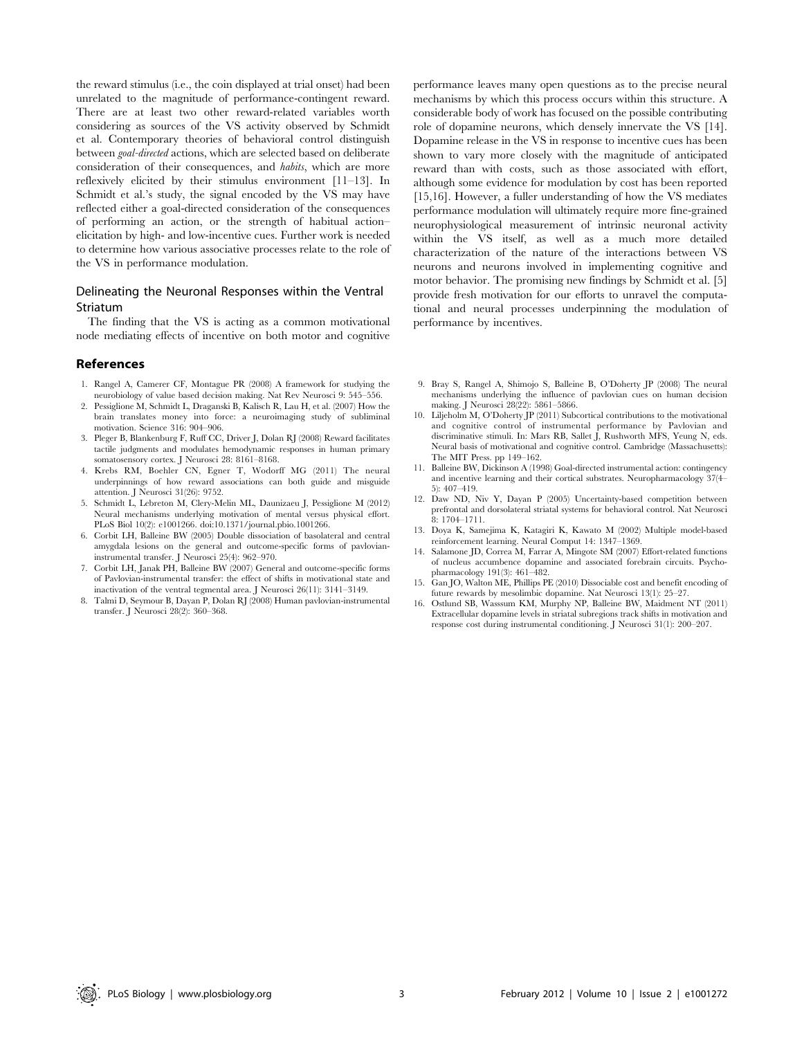the reward stimulus (i.e., the coin displayed at trial onset) had been unrelated to the magnitude of performance-contingent reward. There are at least two other reward-related variables worth considering as sources of the VS activity observed by Schmidt et al. Contemporary theories of behavioral control distinguish between *goal-directed* actions, which are selected based on deliberate consideration of their consequences, and *habits*, which are more reflexively elicited by their stimulus environment [11–13]. In Schmidt et al.'s study, the signal encoded by the VS may have reflected either a goal-directed consideration of the consequences of performing an action, or the strength of habitual action–elicitation by high- and low-incentive cues. Further work is needed to determine how various associative processes relate to the role of the VS in performance modulation.

## Delineating the Neuronal Responses within the Ventral Striatum

The finding that the VS is acting as a common motivational node mediating effects of incentive on both motor and cognitive performance leaves many open questions as to the precise neural mechanisms by which this process occurs within this structure. A considerable body of work has focused on the possible contributing role of dopamine neurons, which densely innervate the VS [14]. Dopamine release in the VS in response to incentive cues has been shown to vary more closely with the magnitude of anticipated reward than with costs, such as those associated with effort, although some evidence for modulation by cost has been reported [15,16]. However, a fuller understanding of how the VS mediates performance modulation will ultimately require more fine-grained neurophysiological measurement of intrinsic neuronal activity within the VS itself, as well as a much more detailed characterization of the nature of the interactions between VS neurons and neurons involved in implementing cognitive and motor behavior. The promising new findings by Schmidt et al. [5] provide fresh motivation for our efforts to unravel the computational and neural processes underpinning the modulation of performance by incentives.

## References

1. Rangel A, Camerer CF, Montague PR (2008) A framework for studying the neurobiology of value based decision making. Nat Rev Neurosci 9: 545–556.
2. Pessiglione M, Schmidt L, Draganski B, Kalisch R, Lau H, et al. (2007) How the brain translates money into force: a neuroimaging study of subliminal motivation. Science 316: 904–906.
3. Pleger B, Blankenburg F, Ruff CC, Driver J, Dolan RJ (2008) Reward facilitates tactile judgments and modulates hemodynamic responses in human primary somatosensory cortex. J Neurosci 28: 8161–8168.
4. Krebs RM, Boehler CN, Egner T, Wodorff MG (2011) The neural underpinnings of how reward associations can both guide and misguide attention. J Neurosci 31(26): 9752.
5. Schmidt L, Lebreton M, Clery-Melin ML, Daunizaeu J, Pessiglione M (2012) Neural mechanisms underlying motivation of mental versus physical effort. PLoS Biol 10(2): e1001266. doi:10.1371/journal.pbio.1001266.
6. Corbit LH, Balleine BW (2005) Double dissociation of basolateral and central amygdala lesions on the general and outcome-specific forms of pavlovian-instrumental transfer. J Neurosci 25(4): 962–970.
7. Corbit LH, Janak PH, Balleine BW (2007) General and outcome-specific forms of Pavlovian-instrumental transfer: the effect of shifts in motivational state and inactivation of the ventral tegmental area. J Neurosci 26(11): 3141–3149.
8. Talmi D, Seymour B, Dayan P, Dolan RJ (2008) Human pavlovian-instrumental transfer. J Neurosci 28(2): 360–368.
9. Bray S, Rangel A, Shimojo S, Balleine B, O'Doherty JP (2008) The neural mechanisms underlying the influence of pavlovian cues on human decision making. J Neurosci 28(22): 5861–5866.
10. Liljeholm M, O'Doherty JP (2011) Subcortical contributions to the motivational and cognitive control of instrumental performance by Pavlovian and discriminative stimuli. In: Mars RB, Sallet J, Rushworth MFS, Yeung N, eds. Neural basis of motivational and cognitive control. Cambridge (Massachusetts): The MIT Press. pp 149–162.
11. Balleine BW, Dickinson A (1998) Goal-directed instrumental action: contingency and incentive learning and their cortical substrates. Neuropharmacology 37(4–5): 407–419.
12. Daw ND, Niv Y, Dayan P (2005) Uncertainty-based competition between prefrontal and dorsolateral striatal systems for behavioral control. Nat Neurosci 8: 1704–1711.
13. Doya K, Samejima K, Katagiri K, Kawato M (2002) Multiple model-based reinforcement learning. Neural Comput 14: 1347–1369.
14. Salamone JD, Correa M, Farrar A, Mingote SM (2007) Effort-related functions of nucleus accumbens dopamine and associated forebrain circuits. Psychopharmacology 191(3): 461–482.
15. Gan JO, Walton ME, Phillips PE (2010) Dissociable cost and benefit encoding of future rewards by mesolimbic dopamine. Nat Neurosci 13(1): 25–27.
16. Ostlund SB, Wasssum KM, Murphy NP, Balleine BW, Maidment NT (2011) Extracellular dopamine levels in striatal subregions track shifts in motivation and response cost during instrumental conditioning. J Neurosci 31(1): 200–207.